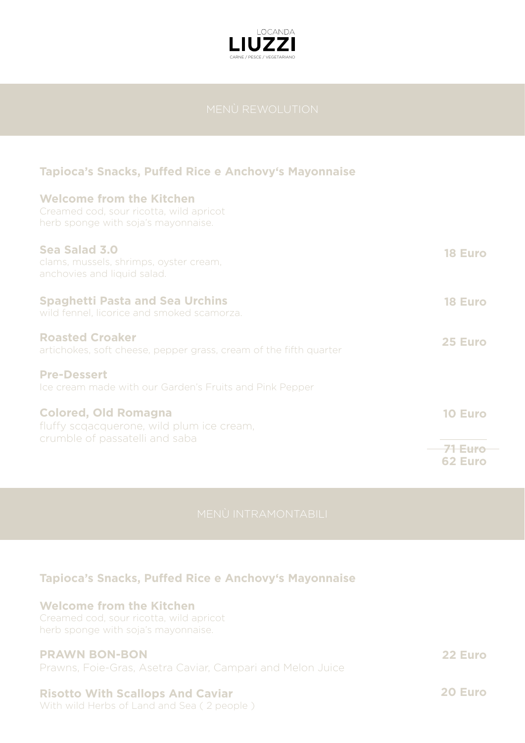LOCANDA

# LIUZZI

CARNE / PESCE / VEGETARIANO

## MENÙ REWOLUTION

**Tapioca's Snacks, Puffed Rice e Anchovy's Mayonnaise**

**Welcome from the Kitchen**
Creamed cod, sour ricotta, wild apricot
herb sponge with soja's mayonnaise.

**Sea Salad 3.0** — **18 Euro**
clams, mussels, shrimps, oyster cream,
anchovies and liquid salad.

**Spaghetti Pasta and Sea Urchins** — **18 Euro**
wild fennel, licorice and smoked scamorza.

**Roasted Croaker** — **25 Euro**
artichokes, soft cheese, pepper grass, cream of the fifth quarter

**Pre-Dessert**
Ice cream made with our Garden's Fruits and Pink Pepper

**Colored, Old Romagna** — **10 Euro**
fluffy scqacquerone, wild plum ice cream,
crumble of passatelli and saba

~~**71 Euro**~~
**62 Euro**

## MENÙ INTRAMONTABILI

**Tapioca's Snacks, Puffed Rice e Anchovy's Mayonnaise**

**Welcome from the Kitchen**
Creamed cod, sour ricotta, wild apricot
herb sponge with soja's mayonnaise.

**PRAWN BON-BON** — **22 Euro**
Prawns, Foie-Gras, Asetra Caviar, Campari and Melon Juice

**Risotto With Scallops And Caviar** — **20 Euro**
With wild Herbs of Land and Sea ( 2 people )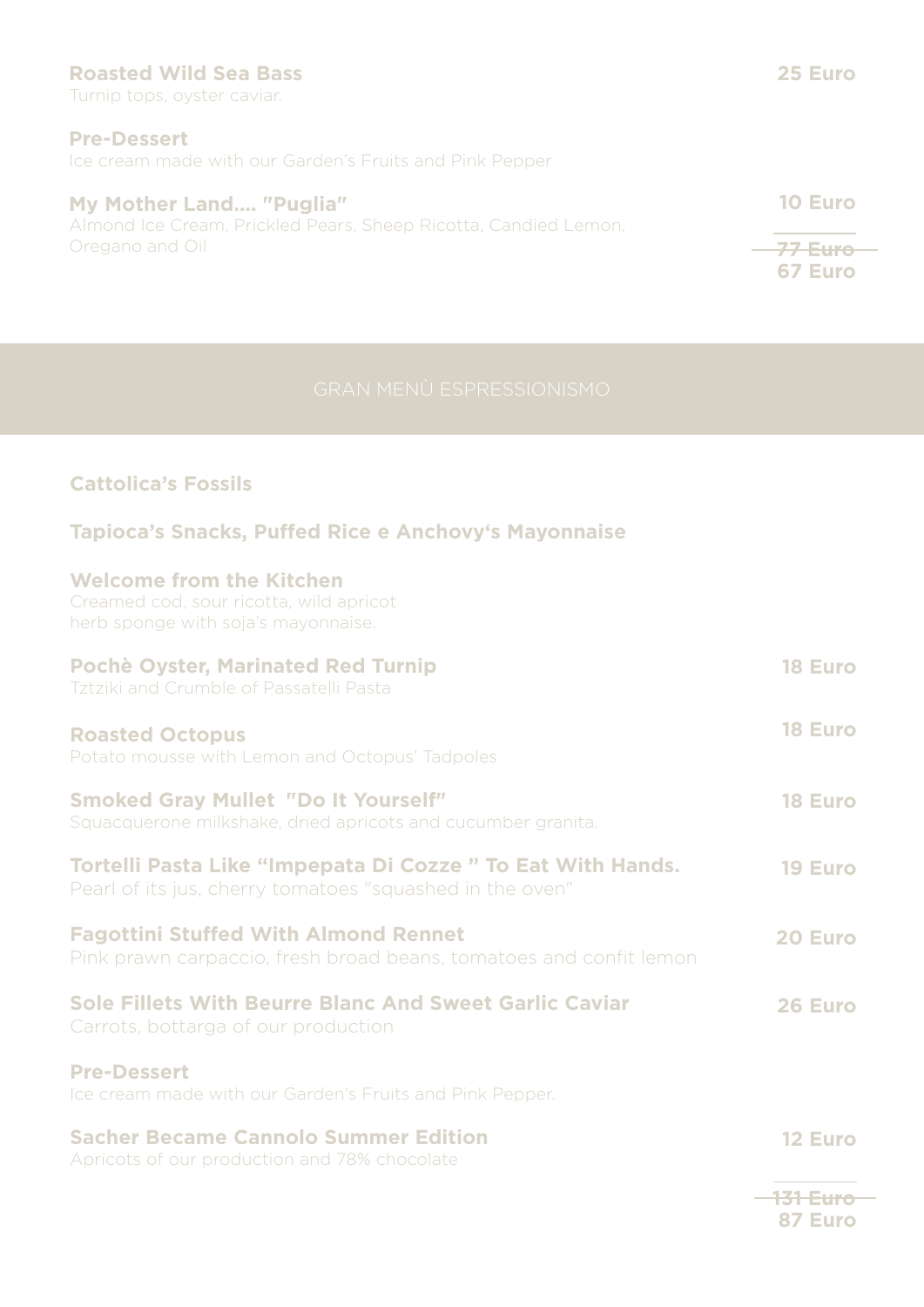**Roasted Wild Sea Bass** — **25 Euro**
Turnip tops, oyster caviar.

**Pre-Dessert**
Ice cream made with our Garden's Fruits and Pink Pepper

**My Mother Land.... "Puglia"** — **10 Euro**
Almond Ice Cream, Prickled Pears, Sheep Ricotta, Candied Lemon, Oregano and Oil

~~77 Euro~~
**67 Euro**

## GRAN MENÙ ESPRESSIONISMO

**Cattolica's Fossils**

**Tapioca's Snacks, Puffed Rice e Anchovy's Mayonnaise**

**Welcome from the Kitchen**
Creamed cod, sour ricotta, wild apricot
herb sponge with soja's mayonnaise.

**Pochè Oyster, Marinated Red Turnip** — **18 Euro**
Tztziki and Crumble of Passatelli Pasta

**Roasted Octopus** — **18 Euro**
Potato mousse with Lemon and Octopus' Tadpoles

**Smoked Gray Mullet "Do It Yourself"** — **18 Euro**
Squacquerone milkshake, dried apricots and cucumber granita.

**Tortelli Pasta Like "Impepata Di Cozze " To Eat With Hands.** — **19 Euro**
Pearl of its jus, cherry tomatoes "squashed in the oven"

**Fagottini Stuffed With Almond Rennet** — **20 Euro**
Pink prawn carpaccio, fresh broad beans, tomatoes and confit lemon

**Sole Fillets With Beurre Blanc And Sweet Garlic Caviar** — **26 Euro**
Carrots, bottarga of our production

**Pre-Dessert**
Ice cream made with our Garden's Fruits and Pink Pepper.

**Sacher Became Cannolo Summer Edition** — **12 Euro**
Apricots of our production and 78% chocolate

~~131 Euro~~
**87 Euro**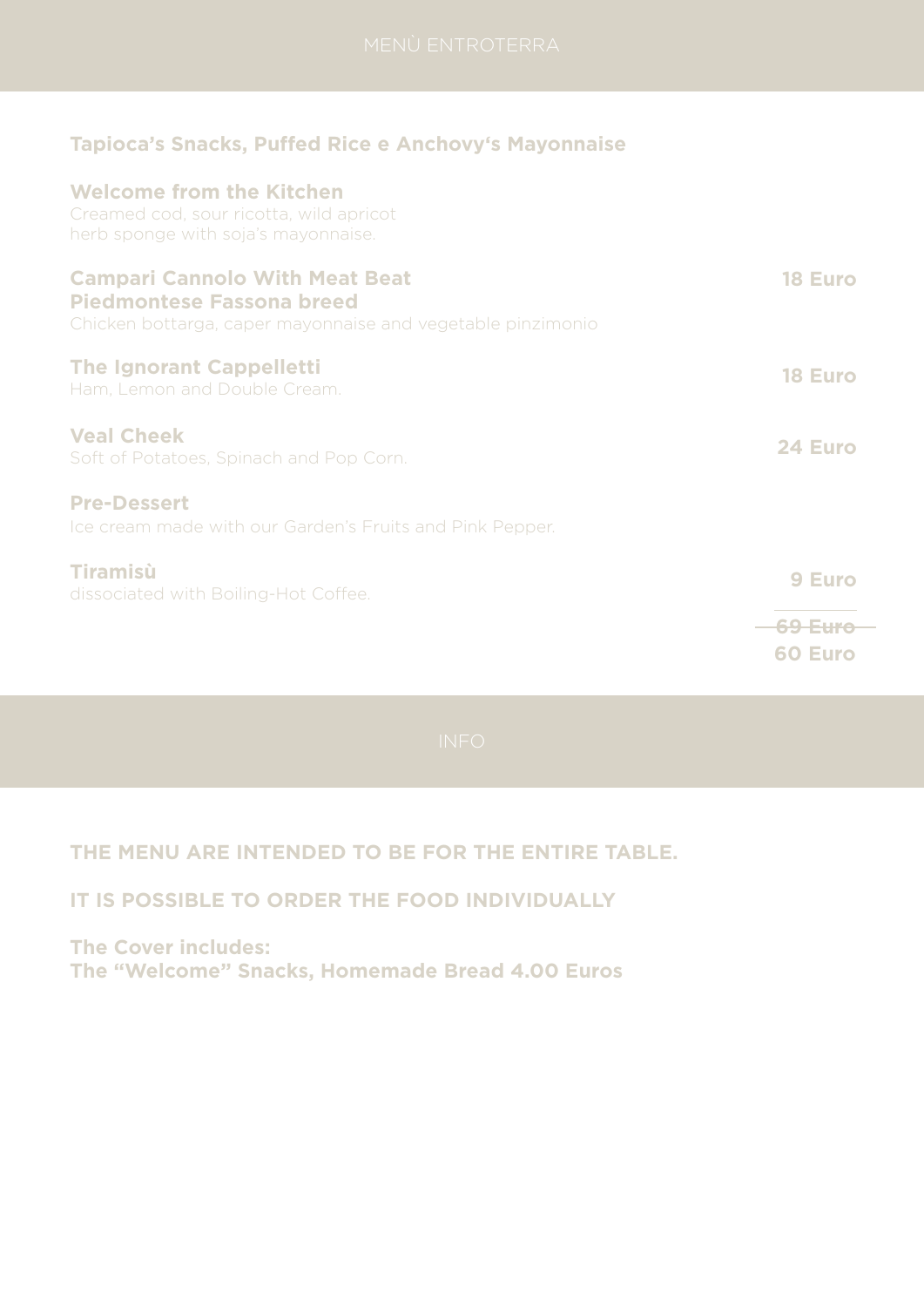# MENÙ ENTROTERRA

**Tapioca's Snacks, Puffed Rice e Anchovy's Mayonnaise**

**Welcome from the Kitchen**
Creamed cod, sour ricotta, wild apricot
herb sponge with soja's mayonnaise.

**Campari Cannolo With Meat Beat** **18 Euro**
**Piedmontese Fassona breed**
Chicken bottarga, caper mayonnaise and vegetable pinzimonio

**The Ignorant Cappelletti** **18 Euro**
Ham, Lemon and Double Cream.

**Veal Cheek** **24 Euro**
Soft of Potatoes, Spinach and Pop Corn.

**Pre-Dessert**
Ice cream made with our Garden's Fruits and Pink Pepper.

**Tiramisù** **9 Euro**
dissociated with Boiling-Hot Coffee.

**~~69 Euro~~**
**60 Euro**

## INFO

**THE MENU ARE INTENDED TO BE FOR THE ENTIRE TABLE.**

**IT IS POSSIBLE TO ORDER THE FOOD INDIVIDUALLY**

**The Cover includes:**
**The "Welcome" Snacks, Homemade Bread 4.00 Euros**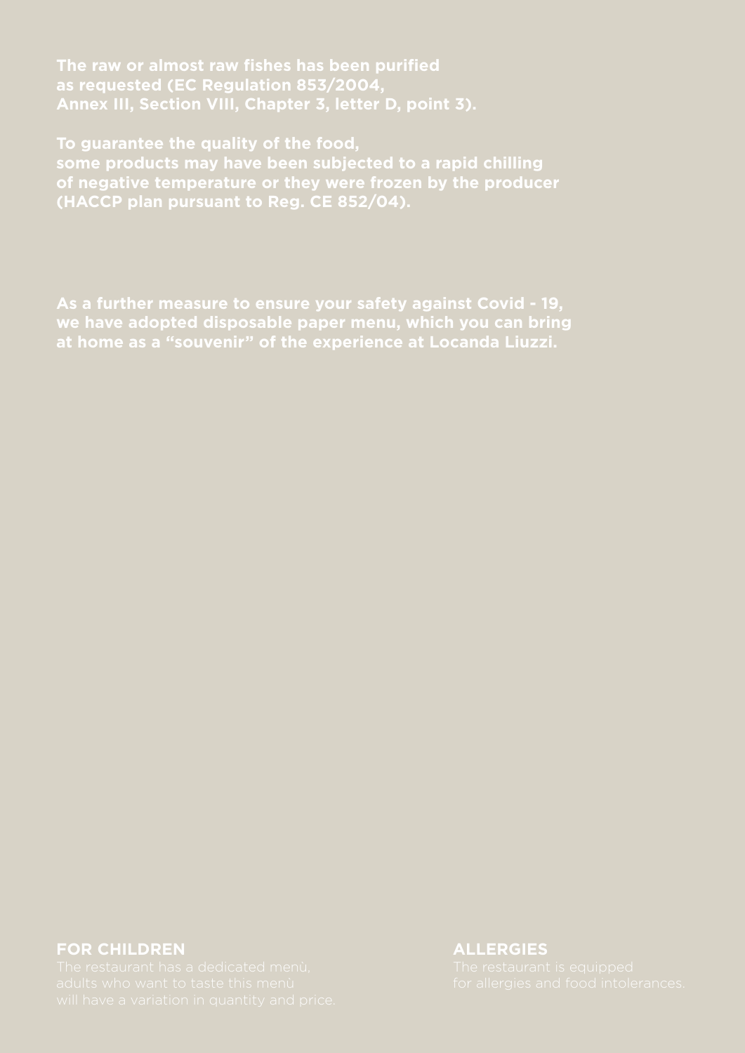**The raw or almost raw fishes has been purified as requested (EC Regulation 853/2004, Annex III, Section VIII, Chapter 3, letter D, point 3).**

**To guarantee the quality of the food, some products may have been subjected to a rapid chilling of negative temperature or they were frozen by the producer (HACCP plan pursuant to Reg. CE 852/04).**

**As a further measure to ensure your safety against Covid - 19, we have adopted disposable paper menu, which you can bring at home as a "souvenir" of the experience at Locanda Liuzzi.**

### FOR CHILDREN

The restaurant has a dedicated menù, adults who want to taste this menù will have a variation in quantity and price.

### ALLERGIES

The restaurant is equipped for allergies and food intolerances.